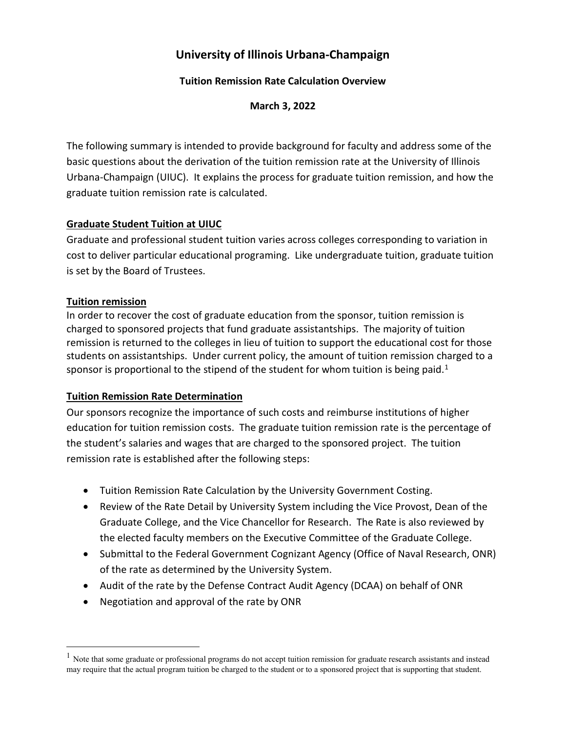# University of Illinois Urbana-Champaign

**Tuition Remission Rate Calculation Overview**

**March 3, 2022**

The following summary is intended to provide background for faculty and address some of the basic questions about the derivation of the tuition remission rate at the University of Illinois Urbana-Champaign (UIUC). It explains the process for graduate tuition remission, and how the graduate tuition remission rate is calculated.

## Graduate Student Tuition at UIUC

Graduate and professional student tuition varies across colleges corresponding to variation in cost to deliver particular educational programing. Like undergraduate tuition, graduate tuition is set by the Board of Trustees.

## Tuition remission

In order to recover the cost of graduate education from the sponsor, tuition remission is charged to sponsored projects that fund graduate assistantships. The majority of tuition remission is returned to the colleges in lieu of tuition to support the educational cost for those students on assistantships. Under current policy, the amount of tuition remission charged to a sponsor is proportional to the stipend of the student for whom tuition is being paid.[1]

## Tuition Remission Rate Determination

Our sponsors recognize the importance of such costs and reimburse institutions of higher education for tuition remission costs. The graduate tuition remission rate is the percentage of the student's salaries and wages that are charged to the sponsored project. The tuition remission rate is established after the following steps:

- Tuition Remission Rate Calculation by the University Government Costing.
- Review of the Rate Detail by University System including the Vice Provost, Dean of the Graduate College, and the Vice Chancellor for Research. The Rate is also reviewed by the elected faculty members on the Executive Committee of the Graduate College.
- Submittal to the Federal Government Cognizant Agency (Office of Naval Research, ONR) of the rate as determined by the University System.
- Audit of the rate by the Defense Contract Audit Agency (DCAA) on behalf of ONR
- Negotiation and approval of the rate by ONR

[1] Note that some graduate or professional programs do not accept tuition remission for graduate research assistants and instead may require that the actual program tuition be charged to the student or to a sponsored project that is supporting that student.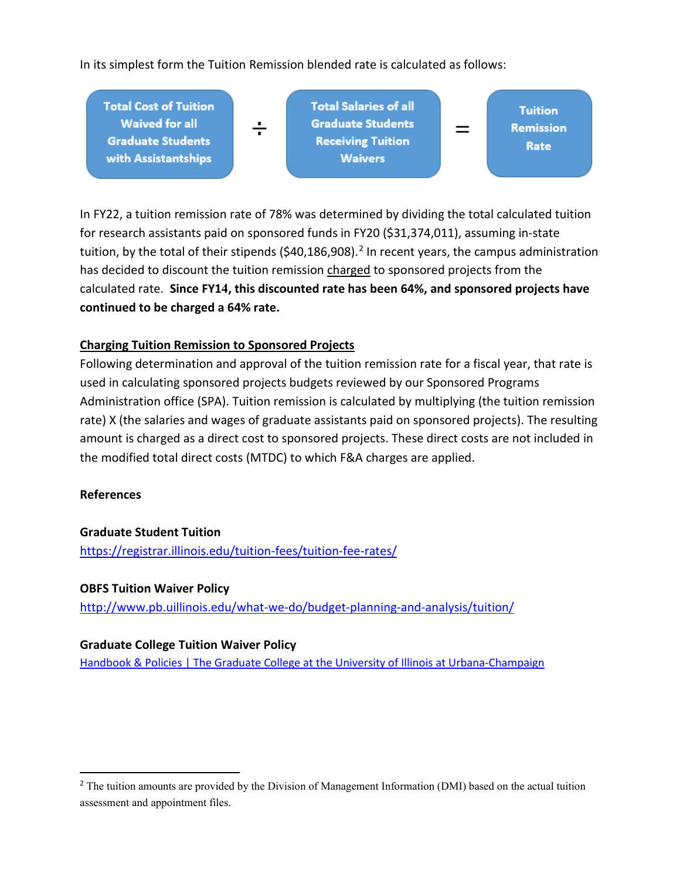In its simplest form the Tuition Remission blended rate is calculated as follows:

**Total Cost of Tuition Waived for all Graduate Students with Assistantships** ÷ **Total Salaries of all Graduate Students Receiving Tuition Waivers** = **Tuition Remission Rate**

In FY22, a tuition remission rate of 78% was determined by dividing the total calculated tuition for research assistants paid on sponsored funds in FY20 ($31,374,011), assuming in-state tuition, by the total of their stipends ($40,186,908).[2] In recent years, the campus administration has decided to discount the tuition remission charged to sponsored projects from the calculated rate. **Since FY14, this discounted rate has been 64%, and sponsored projects have continued to be charged a 64% rate.**

**Charging Tuition Remission to Sponsored Projects**

Following determination and approval of the tuition remission rate for a fiscal year, that rate is used in calculating sponsored projects budgets reviewed by our Sponsored Programs Administration office (SPA). Tuition remission is calculated by multiplying (the tuition remission rate) X (the salaries and wages of graduate assistants paid on sponsored projects). The resulting amount is charged as a direct cost to sponsored projects. These direct costs are not included in the modified total direct costs (MTDC) to which F&A charges are applied.

**References**

**Graduate Student Tuition**
https://registrar.illinois.edu/tuition-fees/tuition-fee-rates/

**OBFS Tuition Waiver Policy**
http://www.pb.uillinois.edu/what-we-do/budget-planning-and-analysis/tuition/

**Graduate College Tuition Waiver Policy**
Handbook & Policies | The Graduate College at the University of Illinois at Urbana-Champaign

---

[2] The tuition amounts are provided by the Division of Management Information (DMI) based on the actual tuition assessment and appointment files.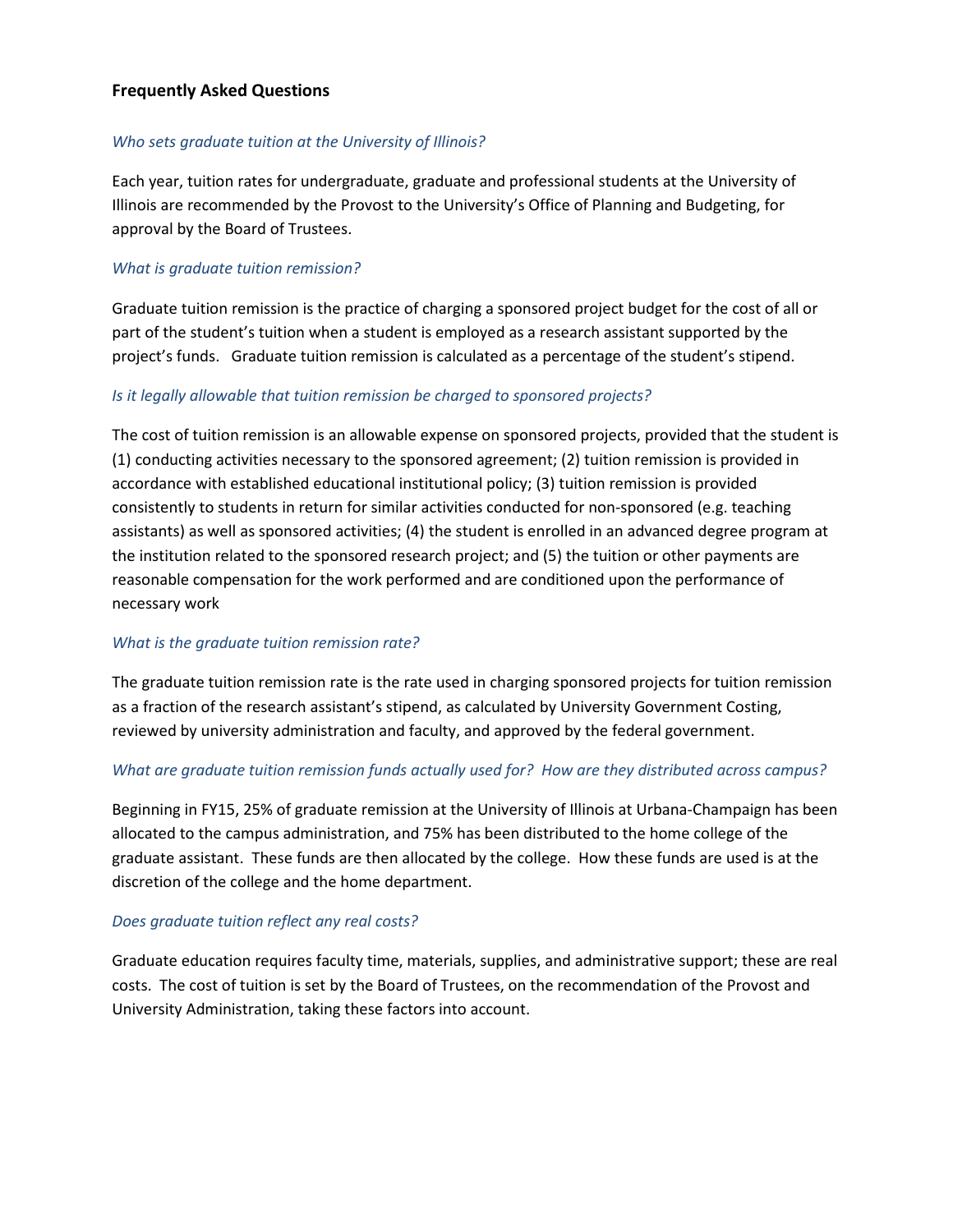## Frequently Asked Questions

*Who sets graduate tuition at the University of Illinois?*

Each year, tuition rates for undergraduate, graduate and professional students at the University of Illinois are recommended by the Provost to the University's Office of Planning and Budgeting, for approval by the Board of Trustees.

*What is graduate tuition remission?*

Graduate tuition remission is the practice of charging a sponsored project budget for the cost of all or part of the student's tuition when a student is employed as a research assistant supported by the project's funds. Graduate tuition remission is calculated as a percentage of the student's stipend.

*Is it legally allowable that tuition remission be charged to sponsored projects?*

The cost of tuition remission is an allowable expense on sponsored projects, provided that the student is (1) conducting activities necessary to the sponsored agreement; (2) tuition remission is provided in accordance with established educational institutional policy; (3) tuition remission is provided consistently to students in return for similar activities conducted for non-sponsored (e.g. teaching assistants) as well as sponsored activities; (4) the student is enrolled in an advanced degree program at the institution related to the sponsored research project; and (5) the tuition or other payments are reasonable compensation for the work performed and are conditioned upon the performance of necessary work

*What is the graduate tuition remission rate?*

The graduate tuition remission rate is the rate used in charging sponsored projects for tuition remission as a fraction of the research assistant's stipend, as calculated by University Government Costing, reviewed by university administration and faculty, and approved by the federal government.

*What are graduate tuition remission funds actually used for? How are they distributed across campus?*

Beginning in FY15, 25% of graduate remission at the University of Illinois at Urbana-Champaign has been allocated to the campus administration, and 75% has been distributed to the home college of the graduate assistant. These funds are then allocated by the college. How these funds are used is at the discretion of the college and the home department.

*Does graduate tuition reflect any real costs?*

Graduate education requires faculty time, materials, supplies, and administrative support; these are real costs. The cost of tuition is set by the Board of Trustees, on the recommendation of the Provost and University Administration, taking these factors into account.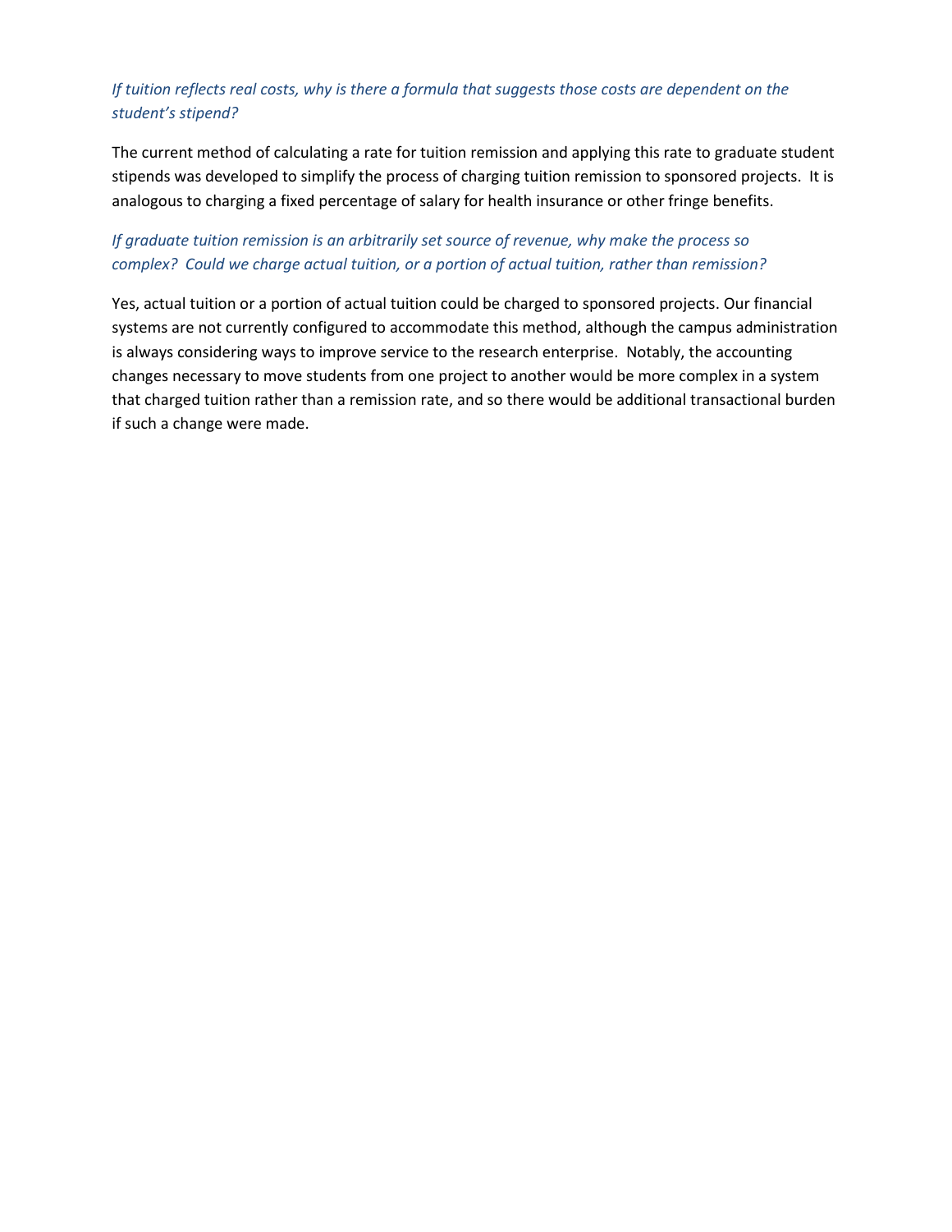*If tuition reflects real costs, why is there a formula that suggests those costs are dependent on the student's stipend?*

The current method of calculating a rate for tuition remission and applying this rate to graduate student stipends was developed to simplify the process of charging tuition remission to sponsored projects. It is analogous to charging a fixed percentage of salary for health insurance or other fringe benefits.

*If graduate tuition remission is an arbitrarily set source of revenue, why make the process so complex? Could we charge actual tuition, or a portion of actual tuition, rather than remission?*

Yes, actual tuition or a portion of actual tuition could be charged to sponsored projects. Our financial systems are not currently configured to accommodate this method, although the campus administration is always considering ways to improve service to the research enterprise. Notably, the accounting changes necessary to move students from one project to another would be more complex in a system that charged tuition rather than a remission rate, and so there would be additional transactional burden if such a change were made.